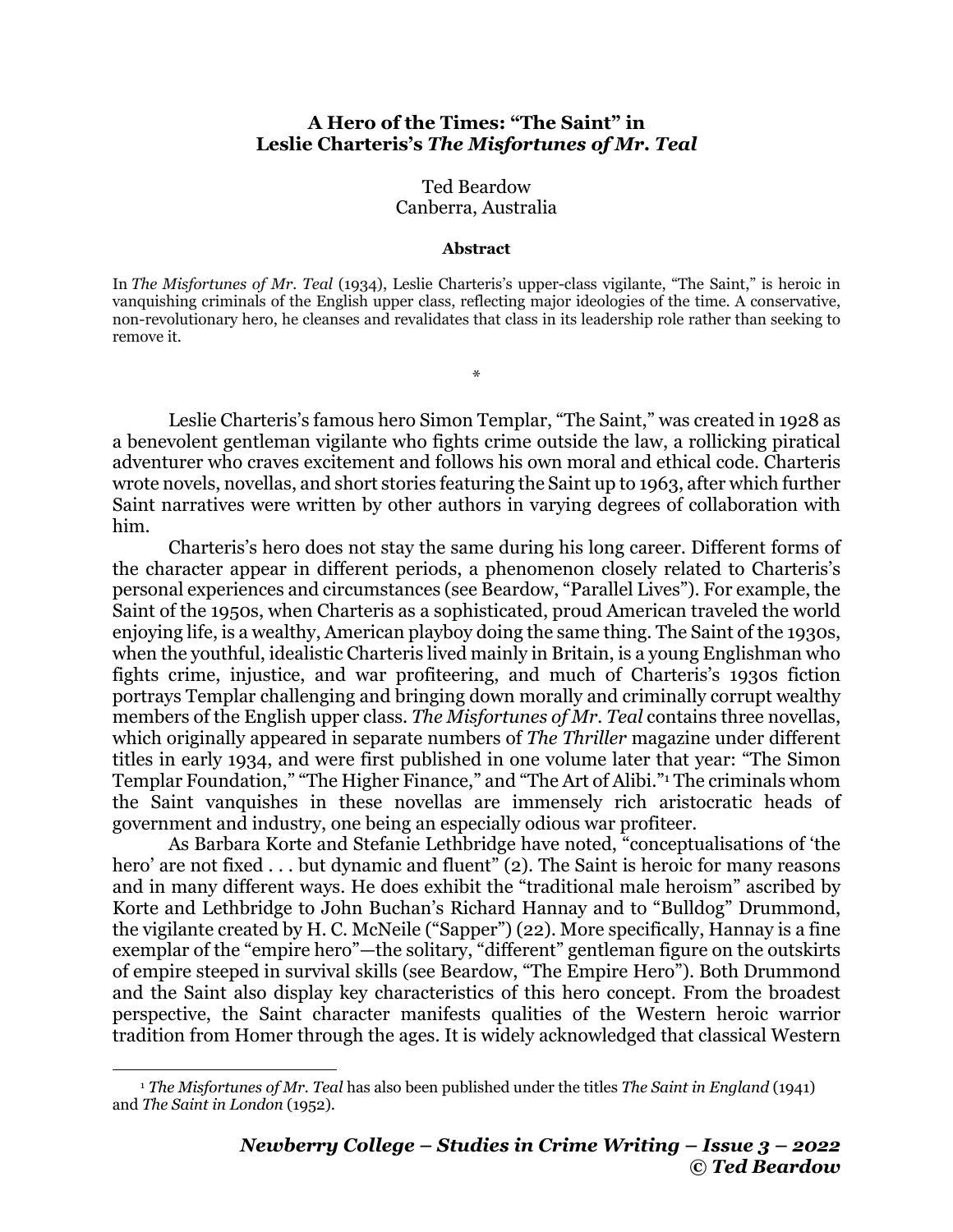# A Hero of the Times: "The Saint" in Leslie Charteris's *The Misfortunes of Mr. Teal*

Ted Beardow
Canberra, Australia

#### Abstract

In *The Misfortunes of Mr. Teal* (1934), Leslie Charteris's upper-class vigilante, "The Saint," is heroic in vanquishing criminals of the English upper class, reflecting major ideologies of the time. A conservative, non-revolutionary hero, he cleanses and revalidates that class in its leadership role rather than seeking to remove it.

*

Leslie Charteris's famous hero Simon Templar, "The Saint," was created in 1928 as a benevolent gentleman vigilante who fights crime outside the law, a rollicking piratical adventurer who craves excitement and follows his own moral and ethical code. Charteris wrote novels, novellas, and short stories featuring the Saint up to 1963, after which further Saint narratives were written by other authors in varying degrees of collaboration with him.

Charteris's hero does not stay the same during his long career. Different forms of the character appear in different periods, a phenomenon closely related to Charteris's personal experiences and circumstances (see Beardow, "Parallel Lives"). For example, the Saint of the 1950s, when Charteris as a sophisticated, proud American traveled the world enjoying life, is a wealthy, American playboy doing the same thing. The Saint of the 1930s, when the youthful, idealistic Charteris lived mainly in Britain, is a young Englishman who fights crime, injustice, and war profiteering, and much of Charteris's 1930s fiction portrays Templar challenging and bringing down morally and criminally corrupt wealthy members of the English upper class. *The Misfortunes of Mr. Teal* contains three novellas, which originally appeared in separate numbers of *The Thriller* magazine under different titles in early 1934, and were first published in one volume later that year: "The Simon Templar Foundation," "The Higher Finance," and "The Art of Alibi."[1] The criminals whom the Saint vanquishes in these novellas are immensely rich aristocratic heads of government and industry, one being an especially odious war profiteer.

As Barbara Korte and Stefanie Lethbridge have noted, "conceptualisations of 'the hero' are not fixed . . . but dynamic and fluent" (2). The Saint is heroic for many reasons and in many different ways. He does exhibit the "traditional male heroism" ascribed by Korte and Lethbridge to John Buchan's Richard Hannay and to "Bulldog" Drummond, the vigilante created by H. C. McNeile ("Sapper") (22). More specifically, Hannay is a fine exemplar of the "empire hero"—the solitary, "different" gentleman figure on the outskirts of empire steeped in survival skills (see Beardow, "The Empire Hero"). Both Drummond and the Saint also display key characteristics of this hero concept. From the broadest perspective, the Saint character manifests qualities of the Western heroic warrior tradition from Homer through the ages. It is widely acknowledged that classical Western

[1] *The Misfortunes of Mr. Teal* has also been published under the titles *The Saint in England* (1941) and *The Saint in London* (1952).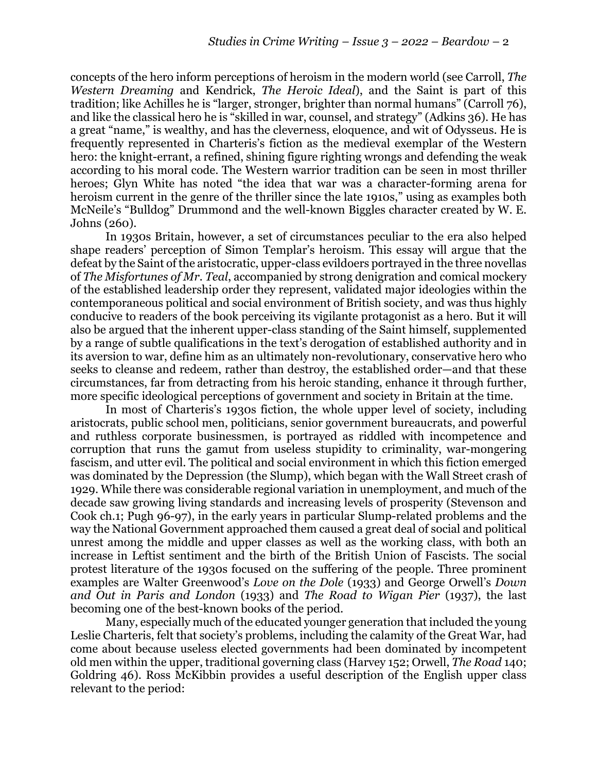concepts of the hero inform perceptions of heroism in the modern world (see Carroll, *The Western Dreaming* and Kendrick, *The Heroic Ideal*), and the Saint is part of this tradition; like Achilles he is "larger, stronger, brighter than normal humans" (Carroll 76), and like the classical hero he is "skilled in war, counsel, and strategy" (Adkins 36). He has a great "name," is wealthy, and has the cleverness, eloquence, and wit of Odysseus. He is frequently represented in Charteris's fiction as the medieval exemplar of the Western hero: the knight-errant, a refined, shining figure righting wrongs and defending the weak according to his moral code. The Western warrior tradition can be seen in most thriller heroes; Glyn White has noted "the idea that war was a character-forming arena for heroism current in the genre of the thriller since the late 1910s," using as examples both McNeile's "Bulldog" Drummond and the well-known Biggles character created by W. E. Johns (260).

In 1930s Britain, however, a set of circumstances peculiar to the era also helped shape readers' perception of Simon Templar's heroism. This essay will argue that the defeat by the Saint of the aristocratic, upper-class evildoers portrayed in the three novellas of *The Misfortunes of Mr. Teal*, accompanied by strong denigration and comical mockery of the established leadership order they represent, validated major ideologies within the contemporaneous political and social environment of British society, and was thus highly conducive to readers of the book perceiving its vigilante protagonist as a hero. But it will also be argued that the inherent upper-class standing of the Saint himself, supplemented by a range of subtle qualifications in the text's derogation of established authority and in its aversion to war, define him as an ultimately non-revolutionary, conservative hero who seeks to cleanse and redeem, rather than destroy, the established order—and that these circumstances, far from detracting from his heroic standing, enhance it through further, more specific ideological perceptions of government and society in Britain at the time.

In most of Charteris's 1930s fiction, the whole upper level of society, including aristocrats, public school men, politicians, senior government bureaucrats, and powerful and ruthless corporate businessmen, is portrayed as riddled with incompetence and corruption that runs the gamut from useless stupidity to criminality, war-mongering fascism, and utter evil. The political and social environment in which this fiction emerged was dominated by the Depression (the Slump), which began with the Wall Street crash of 1929. While there was considerable regional variation in unemployment, and much of the decade saw growing living standards and increasing levels of prosperity (Stevenson and Cook ch.1; Pugh 96-97), in the early years in particular Slump-related problems and the way the National Government approached them caused a great deal of social and political unrest among the middle and upper classes as well as the working class, with both an increase in Leftist sentiment and the birth of the British Union of Fascists. The social protest literature of the 1930s focused on the suffering of the people. Three prominent examples are Walter Greenwood's *Love on the Dole* (1933) and George Orwell's *Down and Out in Paris and London* (1933) and *The Road to Wigan Pier* (1937), the last becoming one of the best-known books of the period.

Many, especially much of the educated younger generation that included the young Leslie Charteris, felt that society's problems, including the calamity of the Great War, had come about because useless elected governments had been dominated by incompetent old men within the upper, traditional governing class (Harvey 152; Orwell, *The Road* 140; Goldring 46). Ross McKibbin provides a useful description of the English upper class relevant to the period: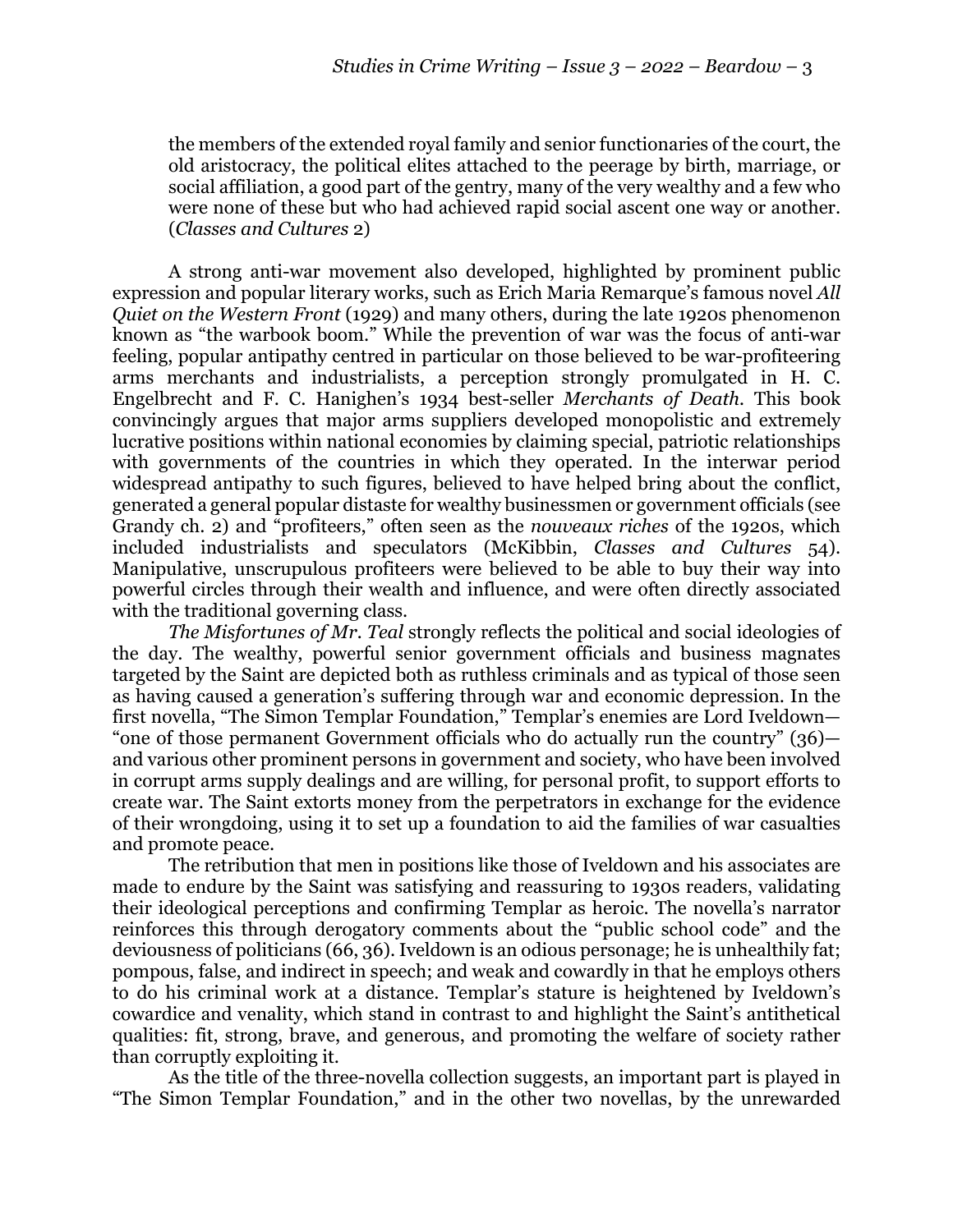> the members of the extended royal family and senior functionaries of the court, the old aristocracy, the political elites attached to the peerage by birth, marriage, or social affiliation, a good part of the gentry, many of the very wealthy and a few who were none of these but who had achieved rapid social ascent one way or another. (*Classes and Cultures* 2)

A strong anti-war movement also developed, highlighted by prominent public expression and popular literary works, such as Erich Maria Remarque's famous novel *All Quiet on the Western Front* (1929) and many others, during the late 1920s phenomenon known as "the warbook boom." While the prevention of war was the focus of anti-war feeling, popular antipathy centred in particular on those believed to be war-profiteering arms merchants and industrialists, a perception strongly promulgated in H. C. Engelbrecht and F. C. Hanighen's 1934 best-seller *Merchants of Death*. This book convincingly argues that major arms suppliers developed monopolistic and extremely lucrative positions within national economies by claiming special, patriotic relationships with governments of the countries in which they operated. In the interwar period widespread antipathy to such figures, believed to have helped bring about the conflict, generated a general popular distaste for wealthy businessmen or government officials (see Grandy ch. 2) and "profiteers," often seen as the *nouveaux riches* of the 1920s, which included industrialists and speculators (McKibbin, *Classes and Cultures* 54). Manipulative, unscrupulous profiteers were believed to be able to buy their way into powerful circles through their wealth and influence, and were often directly associated with the traditional governing class.

*The Misfortunes of Mr. Teal* strongly reflects the political and social ideologies of the day. The wealthy, powerful senior government officials and business magnates targeted by the Saint are depicted both as ruthless criminals and as typical of those seen as having caused a generation's suffering through war and economic depression. In the first novella, "The Simon Templar Foundation," Templar's enemies are Lord Iveldown—"one of those permanent Government officials who do actually run the country" (36)—and various other prominent persons in government and society, who have been involved in corrupt arms supply dealings and are willing, for personal profit, to support efforts to create war. The Saint extorts money from the perpetrators in exchange for the evidence of their wrongdoing, using it to set up a foundation to aid the families of war casualties and promote peace.

The retribution that men in positions like those of Iveldown and his associates are made to endure by the Saint was satisfying and reassuring to 1930s readers, validating their ideological perceptions and confirming Templar as heroic. The novella's narrator reinforces this through derogatory comments about the "public school code" and the deviousness of politicians (66, 36). Iveldown is an odious personage; he is unhealthily fat; pompous, false, and indirect in speech; and weak and cowardly in that he employs others to do his criminal work at a distance. Templar's stature is heightened by Iveldown's cowardice and venality, which stand in contrast to and highlight the Saint's antithetical qualities: fit, strong, brave, and generous, and promoting the welfare of society rather than corruptly exploiting it.

As the title of the three-novella collection suggests, an important part is played in "The Simon Templar Foundation," and in the other two novellas, by the unrewarded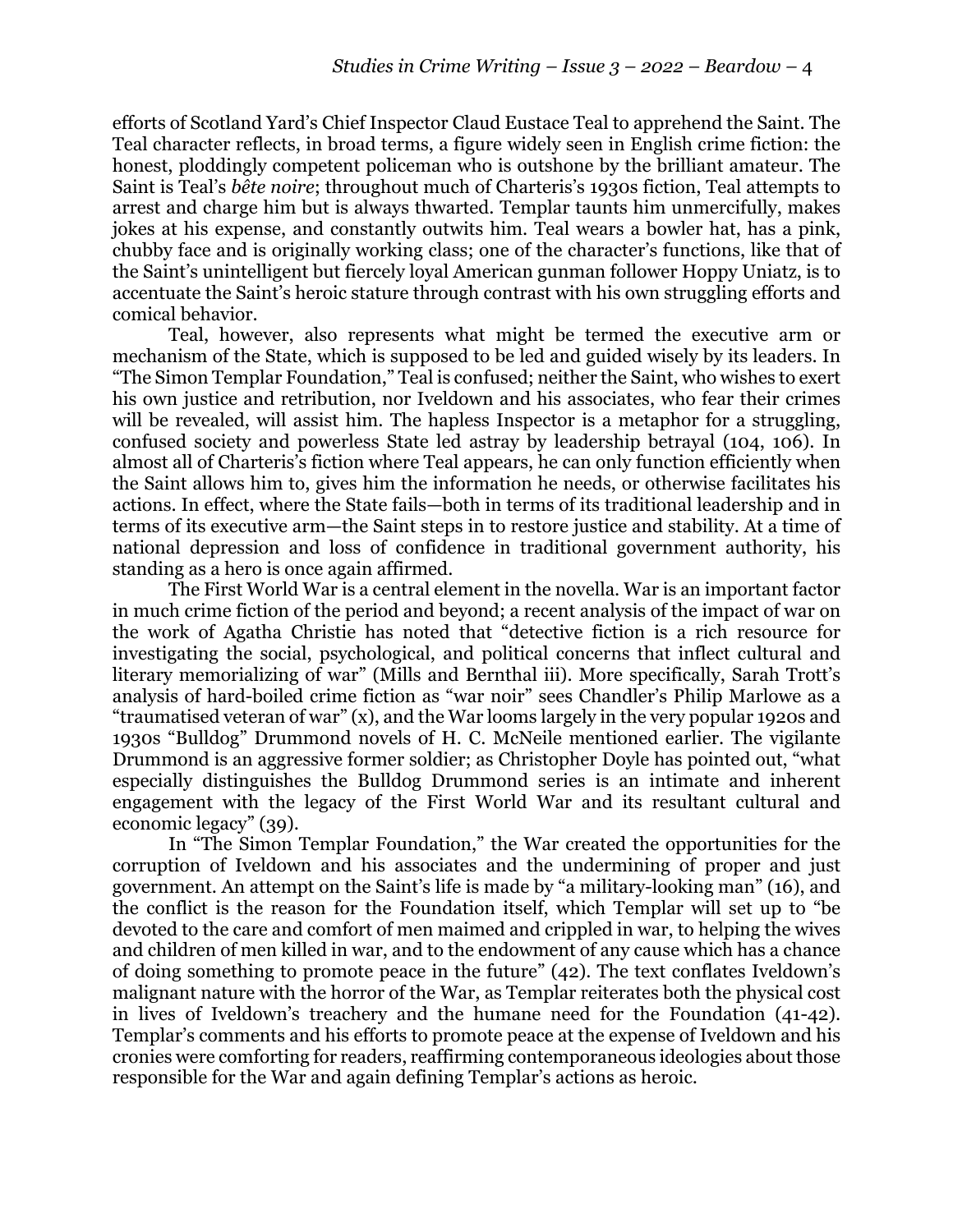efforts of Scotland Yard's Chief Inspector Claud Eustace Teal to apprehend the Saint. The Teal character reflects, in broad terms, a figure widely seen in English crime fiction: the honest, ploddingly competent policeman who is outshone by the brilliant amateur. The Saint is Teal's *bête noire*; throughout much of Charteris's 1930s fiction, Teal attempts to arrest and charge him but is always thwarted. Templar taunts him unmercifully, makes jokes at his expense, and constantly outwits him. Teal wears a bowler hat, has a pink, chubby face and is originally working class; one of the character's functions, like that of the Saint's unintelligent but fiercely loyal American gunman follower Hoppy Uniatz, is to accentuate the Saint's heroic stature through contrast with his own struggling efforts and comical behavior.

Teal, however, also represents what might be termed the executive arm or mechanism of the State, which is supposed to be led and guided wisely by its leaders. In "The Simon Templar Foundation," Teal is confused; neither the Saint, who wishes to exert his own justice and retribution, nor Iveldown and his associates, who fear their crimes will be revealed, will assist him. The hapless Inspector is a metaphor for a struggling, confused society and powerless State led astray by leadership betrayal (104, 106). In almost all of Charteris's fiction where Teal appears, he can only function efficiently when the Saint allows him to, gives him the information he needs, or otherwise facilitates his actions. In effect, where the State fails—both in terms of its traditional leadership and in terms of its executive arm—the Saint steps in to restore justice and stability. At a time of national depression and loss of confidence in traditional government authority, his standing as a hero is once again affirmed.

The First World War is a central element in the novella. War is an important factor in much crime fiction of the period and beyond; a recent analysis of the impact of war on the work of Agatha Christie has noted that "detective fiction is a rich resource for investigating the social, psychological, and political concerns that inflect cultural and literary memorializing of war" (Mills and Bernthal iii). More specifically, Sarah Trott's analysis of hard-boiled crime fiction as "war noir" sees Chandler's Philip Marlowe as a "traumatised veteran of war" (x), and the War looms largely in the very popular 1920s and 1930s "Bulldog" Drummond novels of H. C. McNeile mentioned earlier. The vigilante Drummond is an aggressive former soldier; as Christopher Doyle has pointed out, "what especially distinguishes the Bulldog Drummond series is an intimate and inherent engagement with the legacy of the First World War and its resultant cultural and economic legacy" (39).

In "The Simon Templar Foundation," the War created the opportunities for the corruption of Iveldown and his associates and the undermining of proper and just government. An attempt on the Saint's life is made by "a military-looking man" (16), and the conflict is the reason for the Foundation itself, which Templar will set up to "be devoted to the care and comfort of men maimed and crippled in war, to helping the wives and children of men killed in war, and to the endowment of any cause which has a chance of doing something to promote peace in the future" (42). The text conflates Iveldown's malignant nature with the horror of the War, as Templar reiterates both the physical cost in lives of Iveldown's treachery and the humane need for the Foundation (41-42). Templar's comments and his efforts to promote peace at the expense of Iveldown and his cronies were comforting for readers, reaffirming contemporaneous ideologies about those responsible for the War and again defining Templar's actions as heroic.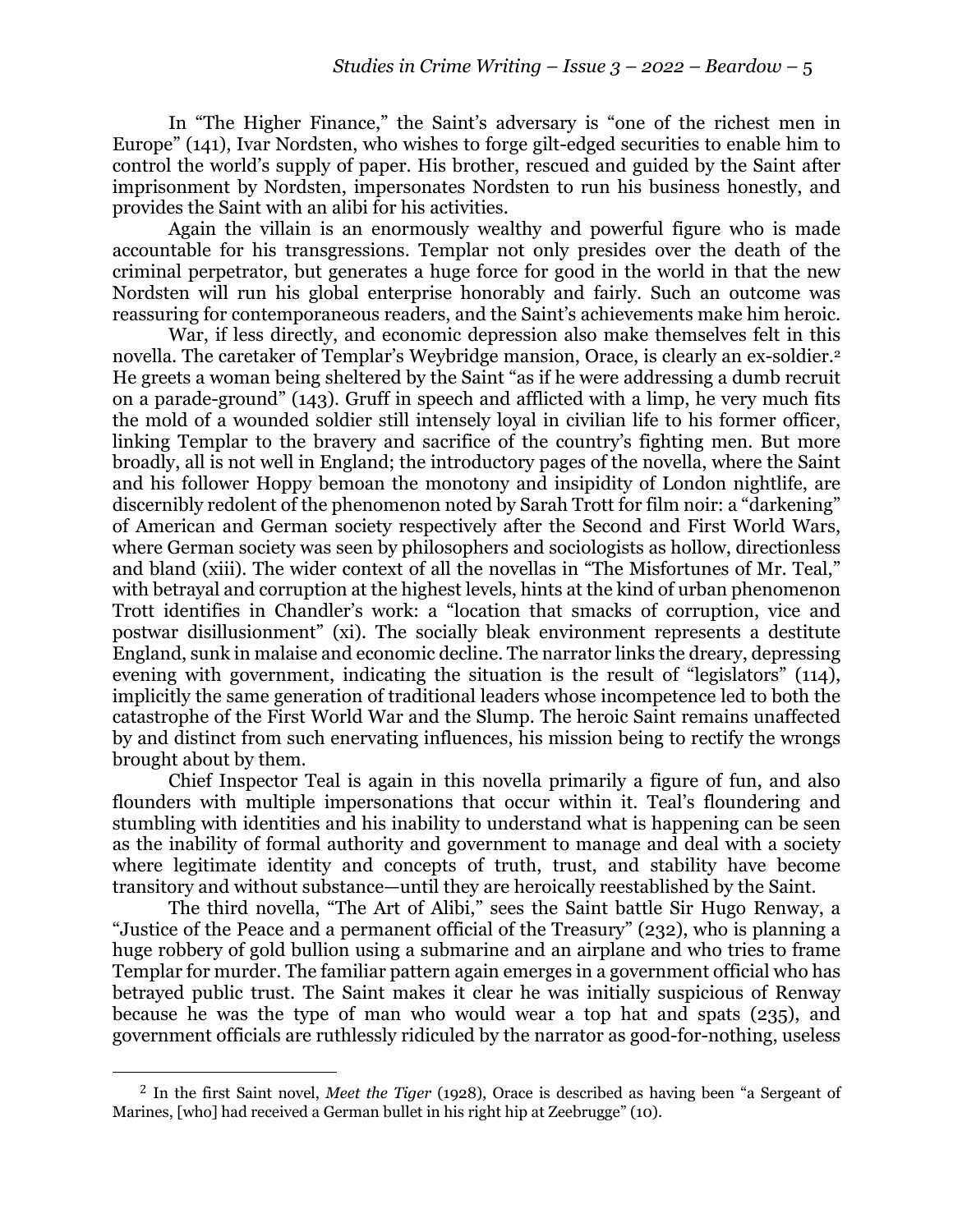In "The Higher Finance," the Saint's adversary is "one of the richest men in Europe" (141), Ivar Nordsten, who wishes to forge gilt-edged securities to enable him to control the world's supply of paper. His brother, rescued and guided by the Saint after imprisonment by Nordsten, impersonates Nordsten to run his business honestly, and provides the Saint with an alibi for his activities.

Again the villain is an enormously wealthy and powerful figure who is made accountable for his transgressions. Templar not only presides over the death of the criminal perpetrator, but generates a huge force for good in the world in that the new Nordsten will run his global enterprise honorably and fairly. Such an outcome was reassuring for contemporaneous readers, and the Saint's achievements make him heroic.

War, if less directly, and economic depression also make themselves felt in this novella. The caretaker of Templar's Weybridge mansion, Orace, is clearly an ex-soldier.[2] He greets a woman being sheltered by the Saint "as if he were addressing a dumb recruit on a parade-ground" (143). Gruff in speech and afflicted with a limp, he very much fits the mold of a wounded soldier still intensely loyal in civilian life to his former officer, linking Templar to the bravery and sacrifice of the country's fighting men. But more broadly, all is not well in England; the introductory pages of the novella, where the Saint and his follower Hoppy bemoan the monotony and insipidity of London nightlife, are discernibly redolent of the phenomenon noted by Sarah Trott for film noir: a "darkening" of American and German society respectively after the Second and First World Wars, where German society was seen by philosophers and sociologists as hollow, directionless and bland (xiii). The wider context of all the novellas in "The Misfortunes of Mr. Teal," with betrayal and corruption at the highest levels, hints at the kind of urban phenomenon Trott identifies in Chandler's work: a "location that smacks of corruption, vice and postwar disillusionment" (xi). The socially bleak environment represents a destitute England, sunk in malaise and economic decline. The narrator links the dreary, depressing evening with government, indicating the situation is the result of "legislators" (114), implicitly the same generation of traditional leaders whose incompetence led to both the catastrophe of the First World War and the Slump. The heroic Saint remains unaffected by and distinct from such enervating influences, his mission being to rectify the wrongs brought about by them.

Chief Inspector Teal is again in this novella primarily a figure of fun, and also flounders with multiple impersonations that occur within it. Teal's floundering and stumbling with identities and his inability to understand what is happening can be seen as the inability of formal authority and government to manage and deal with a society where legitimate identity and concepts of truth, trust, and stability have become transitory and without substance—until they are heroically reestablished by the Saint.

The third novella, "The Art of Alibi," sees the Saint battle Sir Hugo Renway, a "Justice of the Peace and a permanent official of the Treasury" (232), who is planning a huge robbery of gold bullion using a submarine and an airplane and who tries to frame Templar for murder. The familiar pattern again emerges in a government official who has betrayed public trust. The Saint makes it clear he was initially suspicious of Renway because he was the type of man who would wear a top hat and spats (235), and government officials are ruthlessly ridiculed by the narrator as good-for-nothing, useless

[2] In the first Saint novel, *Meet the Tiger* (1928), Orace is described as having been "a Sergeant of Marines, [who] had received a German bullet in his right hip at Zeebrugge" (10).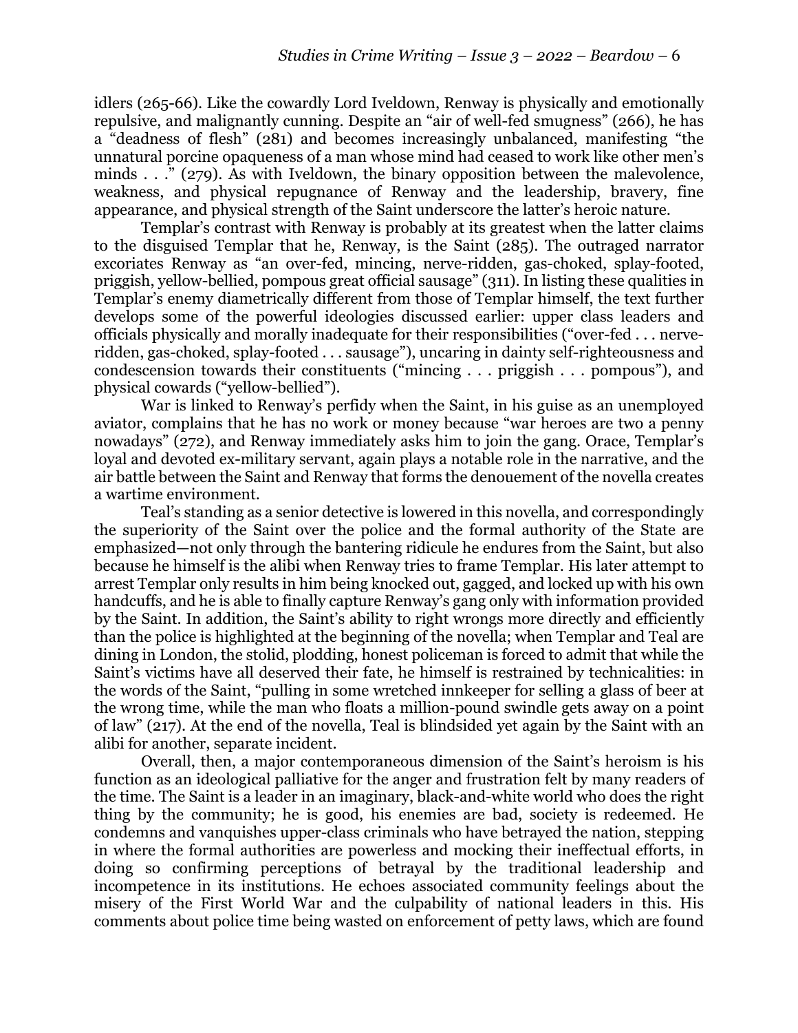idlers (265-66). Like the cowardly Lord Iveldown, Renway is physically and emotionally repulsive, and malignantly cunning. Despite an "air of well-fed smugness" (266), he has a "deadness of flesh" (281) and becomes increasingly unbalanced, manifesting "the unnatural porcine opaqueness of a man whose mind had ceased to work like other men's minds . . ." (279). As with Iveldown, the binary opposition between the malevolence, weakness, and physical repugnance of Renway and the leadership, bravery, fine appearance, and physical strength of the Saint underscore the latter's heroic nature.

Templar's contrast with Renway is probably at its greatest when the latter claims to the disguised Templar that he, Renway, is the Saint (285). The outraged narrator excoriates Renway as "an over-fed, mincing, nerve-ridden, gas-choked, splay-footed, priggish, yellow-bellied, pompous great official sausage" (311). In listing these qualities in Templar's enemy diametrically different from those of Templar himself, the text further develops some of the powerful ideologies discussed earlier: upper class leaders and officials physically and morally inadequate for their responsibilities ("over-fed . . . nerve-ridden, gas-choked, splay-footed . . . sausage"), uncaring in dainty self-righteousness and condescension towards their constituents ("mincing . . . priggish . . . pompous"), and physical cowards ("yellow-bellied").

War is linked to Renway's perfidy when the Saint, in his guise as an unemployed aviator, complains that he has no work or money because "war heroes are two a penny nowadays" (272), and Renway immediately asks him to join the gang. Orace, Templar's loyal and devoted ex-military servant, again plays a notable role in the narrative, and the air battle between the Saint and Renway that forms the denouement of the novella creates a wartime environment.

Teal's standing as a senior detective is lowered in this novella, and correspondingly the superiority of the Saint over the police and the formal authority of the State are emphasized—not only through the bantering ridicule he endures from the Saint, but also because he himself is the alibi when Renway tries to frame Templar. His later attempt to arrest Templar only results in him being knocked out, gagged, and locked up with his own handcuffs, and he is able to finally capture Renway's gang only with information provided by the Saint. In addition, the Saint's ability to right wrongs more directly and efficiently than the police is highlighted at the beginning of the novella; when Templar and Teal are dining in London, the stolid, plodding, honest policeman is forced to admit that while the Saint's victims have all deserved their fate, he himself is restrained by technicalities: in the words of the Saint, "pulling in some wretched innkeeper for selling a glass of beer at the wrong time, while the man who floats a million-pound swindle gets away on a point of law" (217). At the end of the novella, Teal is blindsided yet again by the Saint with an alibi for another, separate incident.

Overall, then, a major contemporaneous dimension of the Saint's heroism is his function as an ideological palliative for the anger and frustration felt by many readers of the time. The Saint is a leader in an imaginary, black-and-white world who does the right thing by the community; he is good, his enemies are bad, society is redeemed. He condemns and vanquishes upper-class criminals who have betrayed the nation, stepping in where the formal authorities are powerless and mocking their ineffectual efforts, in doing so confirming perceptions of betrayal by the traditional leadership and incompetence in its institutions. He echoes associated community feelings about the misery of the First World War and the culpability of national leaders in this. His comments about police time being wasted on enforcement of petty laws, which are found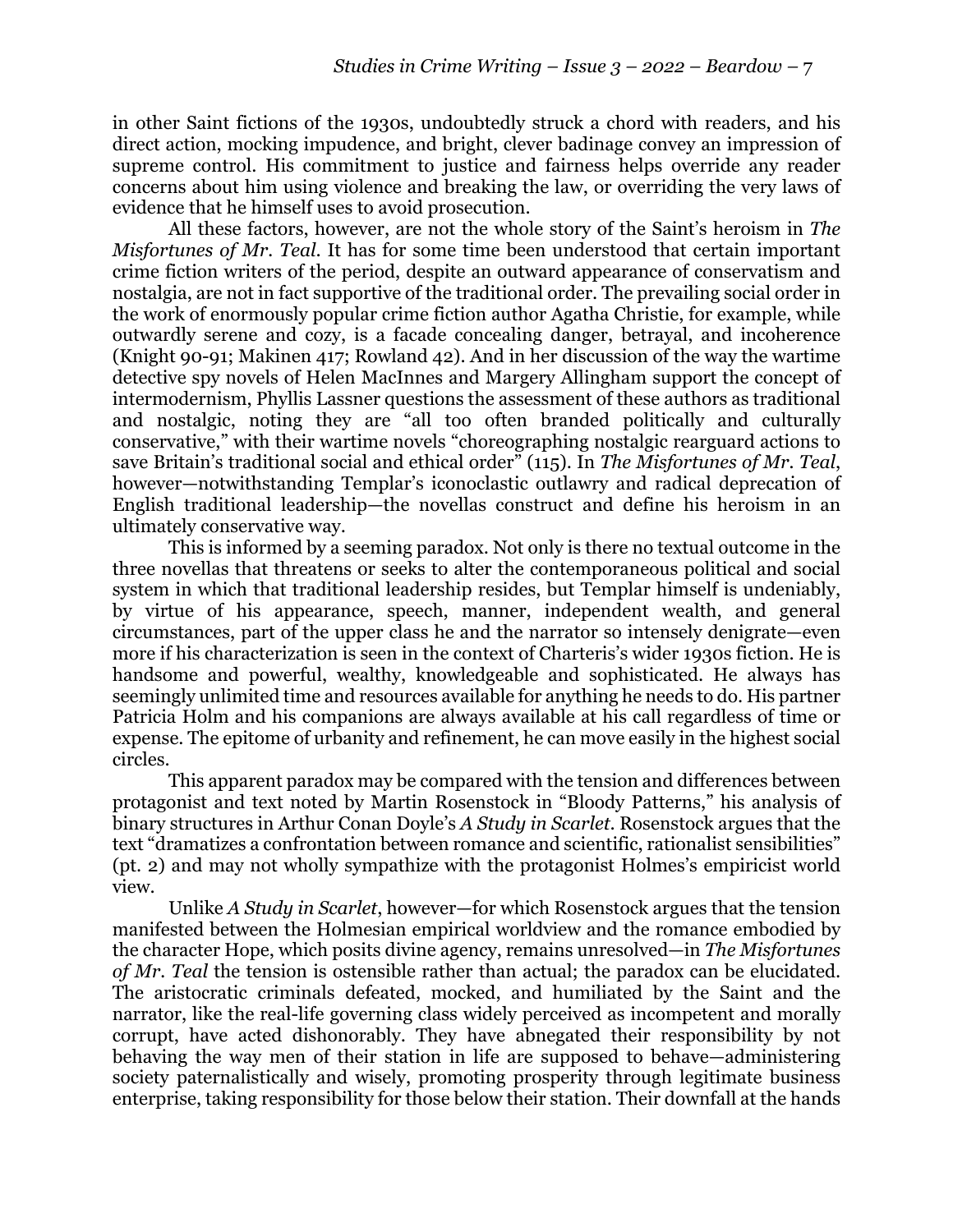in other Saint fictions of the 1930s, undoubtedly struck a chord with readers, and his direct action, mocking impudence, and bright, clever badinage convey an impression of supreme control. His commitment to justice and fairness helps override any reader concerns about him using violence and breaking the law, or overriding the very laws of evidence that he himself uses to avoid prosecution.

All these factors, however, are not the whole story of the Saint's heroism in *The Misfortunes of Mr. Teal*. It has for some time been understood that certain important crime fiction writers of the period, despite an outward appearance of conservatism and nostalgia, are not in fact supportive of the traditional order. The prevailing social order in the work of enormously popular crime fiction author Agatha Christie, for example, while outwardly serene and cozy, is a facade concealing danger, betrayal, and incoherence (Knight 90-91; Makinen 417; Rowland 42). And in her discussion of the way the wartime detective spy novels of Helen MacInnes and Margery Allingham support the concept of intermodernism, Phyllis Lassner questions the assessment of these authors as traditional and nostalgic, noting they are "all too often branded politically and culturally conservative," with their wartime novels "choreographing nostalgic rearguard actions to save Britain's traditional social and ethical order" (115). In *The Misfortunes of Mr. Teal*, however—notwithstanding Templar's iconoclastic outlawry and radical deprecation of English traditional leadership—the novellas construct and define his heroism in an ultimately conservative way.

This is informed by a seeming paradox. Not only is there no textual outcome in the three novellas that threatens or seeks to alter the contemporaneous political and social system in which that traditional leadership resides, but Templar himself is undeniably, by virtue of his appearance, speech, manner, independent wealth, and general circumstances, part of the upper class he and the narrator so intensely denigrate—even more if his characterization is seen in the context of Charteris's wider 1930s fiction. He is handsome and powerful, wealthy, knowledgeable and sophisticated. He always has seemingly unlimited time and resources available for anything he needs to do. His partner Patricia Holm and his companions are always available at his call regardless of time or expense. The epitome of urbanity and refinement, he can move easily in the highest social circles.

This apparent paradox may be compared with the tension and differences between protagonist and text noted by Martin Rosenstock in "Bloody Patterns," his analysis of binary structures in Arthur Conan Doyle's *A Study in Scarlet*. Rosenstock argues that the text "dramatizes a confrontation between romance and scientific, rationalist sensibilities" (pt. 2) and may not wholly sympathize with the protagonist Holmes's empiricist world view.

Unlike *A Study in Scarlet*, however—for which Rosenstock argues that the tension manifested between the Holmesian empirical worldview and the romance embodied by the character Hope, which posits divine agency, remains unresolved—in *The Misfortunes of Mr. Teal* the tension is ostensible rather than actual; the paradox can be elucidated. The aristocratic criminals defeated, mocked, and humiliated by the Saint and the narrator, like the real-life governing class widely perceived as incompetent and morally corrupt, have acted dishonorably. They have abnegated their responsibility by not behaving the way men of their station in life are supposed to behave—administering society paternalistically and wisely, promoting prosperity through legitimate business enterprise, taking responsibility for those below their station. Their downfall at the hands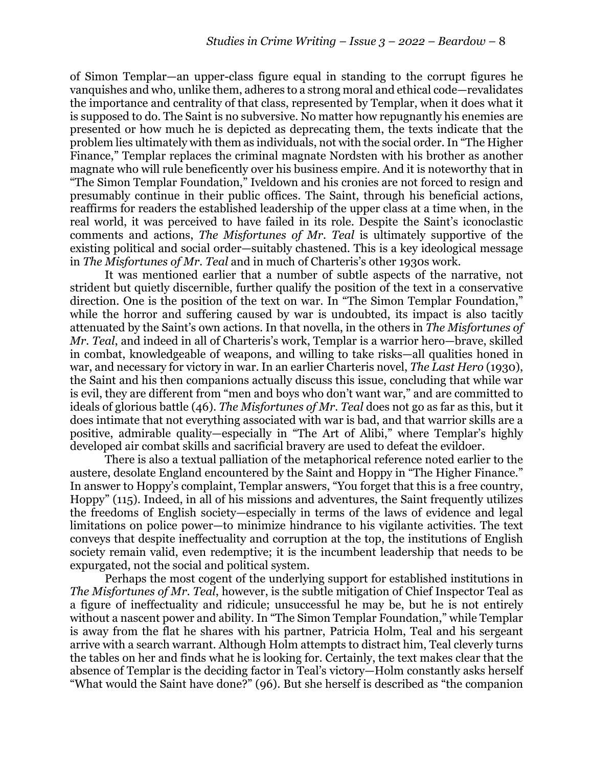of Simon Templar—an upper-class figure equal in standing to the corrupt figures he vanquishes and who, unlike them, adheres to a strong moral and ethical code—revalidates the importance and centrality of that class, represented by Templar, when it does what it is supposed to do. The Saint is no subversive. No matter how repugnantly his enemies are presented or how much he is depicted as deprecating them, the texts indicate that the problem lies ultimately with them as individuals, not with the social order. In "The Higher Finance," Templar replaces the criminal magnate Nordsten with his brother as another magnate who will rule beneficently over his business empire. And it is noteworthy that in "The Simon Templar Foundation," Iveldown and his cronies are not forced to resign and presumably continue in their public offices. The Saint, through his beneficial actions, reaffirms for readers the established leadership of the upper class at a time when, in the real world, it was perceived to have failed in its role. Despite the Saint's iconoclastic comments and actions, *The Misfortunes of Mr. Teal* is ultimately supportive of the existing political and social order—suitably chastened. This is a key ideological message in *The Misfortunes of Mr. Teal* and in much of Charteris's other 1930s work.

It was mentioned earlier that a number of subtle aspects of the narrative, not strident but quietly discernible, further qualify the position of the text in a conservative direction. One is the position of the text on war. In "The Simon Templar Foundation," while the horror and suffering caused by war is undoubted, its impact is also tacitly attenuated by the Saint's own actions. In that novella, in the others in *The Misfortunes of Mr. Teal*, and indeed in all of Charteris's work, Templar is a warrior hero—brave, skilled in combat, knowledgeable of weapons, and willing to take risks—all qualities honed in war, and necessary for victory in war. In an earlier Charteris novel, *The Last Hero* (1930), the Saint and his then companions actually discuss this issue, concluding that while war is evil, they are different from "men and boys who don't want war," and are committed to ideals of glorious battle (46). *The Misfortunes of Mr. Teal* does not go as far as this, but it does intimate that not everything associated with war is bad, and that warrior skills are a positive, admirable quality—especially in "The Art of Alibi," where Templar's highly developed air combat skills and sacrificial bravery are used to defeat the evildoer.

There is also a textual palliation of the metaphorical reference noted earlier to the austere, desolate England encountered by the Saint and Hoppy in "The Higher Finance." In answer to Hoppy's complaint, Templar answers, "You forget that this is a free country, Hoppy" (115). Indeed, in all of his missions and adventures, the Saint frequently utilizes the freedoms of English society—especially in terms of the laws of evidence and legal limitations on police power—to minimize hindrance to his vigilante activities. The text conveys that despite ineffectuality and corruption at the top, the institutions of English society remain valid, even redemptive; it is the incumbent leadership that needs to be expurgated, not the social and political system.

Perhaps the most cogent of the underlying support for established institutions in *The Misfortunes of Mr. Teal*, however, is the subtle mitigation of Chief Inspector Teal as a figure of ineffectuality and ridicule; unsuccessful he may be, but he is not entirely without a nascent power and ability. In "The Simon Templar Foundation," while Templar is away from the flat he shares with his partner, Patricia Holm, Teal and his sergeant arrive with a search warrant. Although Holm attempts to distract him, Teal cleverly turns the tables on her and finds what he is looking for. Certainly, the text makes clear that the absence of Templar is the deciding factor in Teal's victory—Holm constantly asks herself "What would the Saint have done?" (96). But she herself is described as "the companion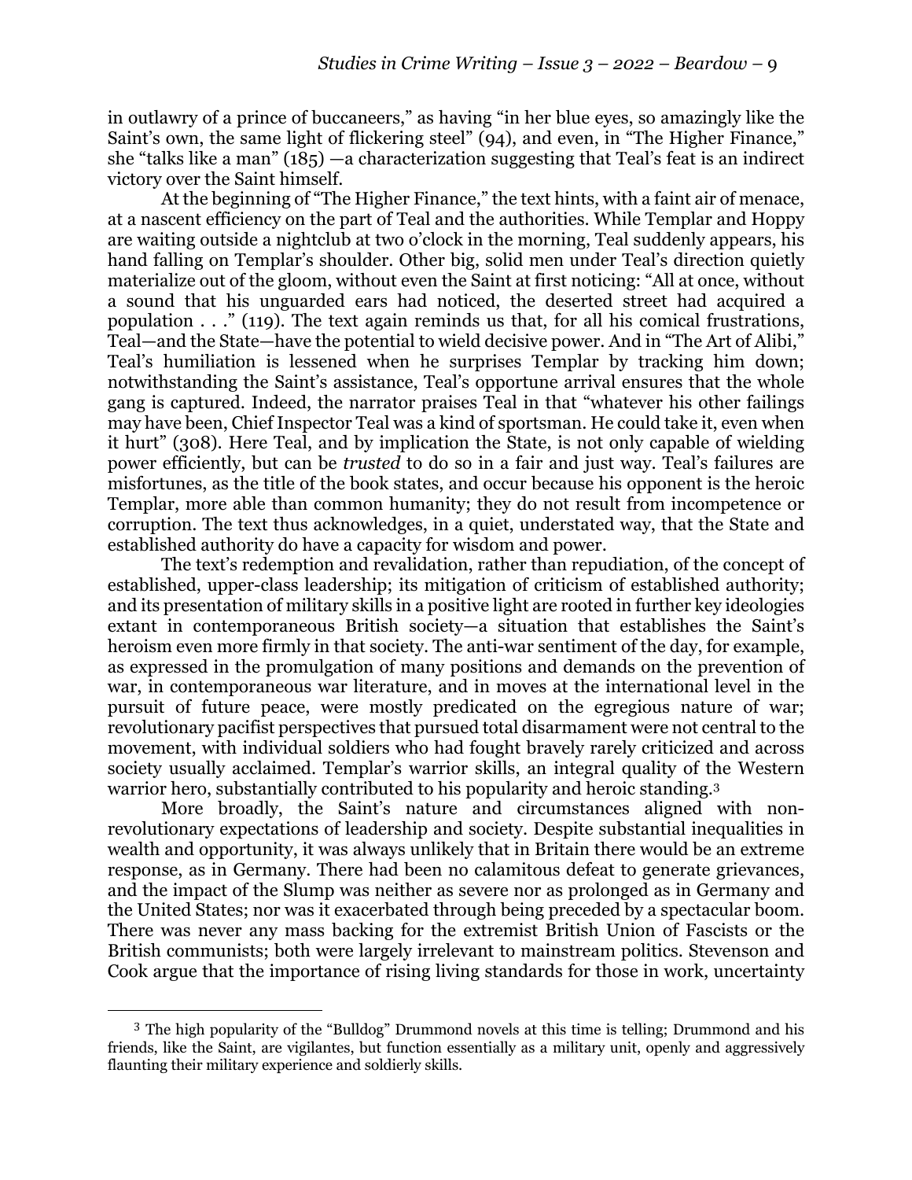in outlawry of a prince of buccaneers," as having "in her blue eyes, so amazingly like the Saint's own, the same light of flickering steel" (94), and even, in "The Higher Finance," she "talks like a man" (185) —a characterization suggesting that Teal's feat is an indirect victory over the Saint himself.

At the beginning of "The Higher Finance," the text hints, with a faint air of menace, at a nascent efficiency on the part of Teal and the authorities. While Templar and Hoppy are waiting outside a nightclub at two o'clock in the morning, Teal suddenly appears, his hand falling on Templar's shoulder. Other big, solid men under Teal's direction quietly materialize out of the gloom, without even the Saint at first noticing: "All at once, without a sound that his unguarded ears had noticed, the deserted street had acquired a population . . ." (119). The text again reminds us that, for all his comical frustrations, Teal—and the State—have the potential to wield decisive power. And in "The Art of Alibi," Teal's humiliation is lessened when he surprises Templar by tracking him down; notwithstanding the Saint's assistance, Teal's opportune arrival ensures that the whole gang is captured. Indeed, the narrator praises Teal in that "whatever his other failings may have been, Chief Inspector Teal was a kind of sportsman. He could take it, even when it hurt" (308). Here Teal, and by implication the State, is not only capable of wielding power efficiently, but can be *trusted* to do so in a fair and just way. Teal's failures are misfortunes, as the title of the book states, and occur because his opponent is the heroic Templar, more able than common humanity; they do not result from incompetence or corruption. The text thus acknowledges, in a quiet, understated way, that the State and established authority do have a capacity for wisdom and power.

The text's redemption and revalidation, rather than repudiation, of the concept of established, upper-class leadership; its mitigation of criticism of established authority; and its presentation of military skills in a positive light are rooted in further key ideologies extant in contemporaneous British society—a situation that establishes the Saint's heroism even more firmly in that society. The anti-war sentiment of the day, for example, as expressed in the promulgation of many positions and demands on the prevention of war, in contemporaneous war literature, and in moves at the international level in the pursuit of future peace, were mostly predicated on the egregious nature of war; revolutionary pacifist perspectives that pursued total disarmament were not central to the movement, with individual soldiers who had fought bravely rarely criticized and across society usually acclaimed. Templar's warrior skills, an integral quality of the Western warrior hero, substantially contributed to his popularity and heroic standing.[3]

More broadly, the Saint's nature and circumstances aligned with non-revolutionary expectations of leadership and society. Despite substantial inequalities in wealth and opportunity, it was always unlikely that in Britain there would be an extreme response, as in Germany. There had been no calamitous defeat to generate grievances, and the impact of the Slump was neither as severe nor as prolonged as in Germany and the United States; nor was it exacerbated through being preceded by a spectacular boom. There was never any mass backing for the extremist British Union of Fascists or the British communists; both were largely irrelevant to mainstream politics. Stevenson and Cook argue that the importance of rising living standards for those in work, uncertainty

---

[3] The high popularity of the "Bulldog" Drummond novels at this time is telling; Drummond and his friends, like the Saint, are vigilantes, but function essentially as a military unit, openly and aggressively flaunting their military experience and soldierly skills.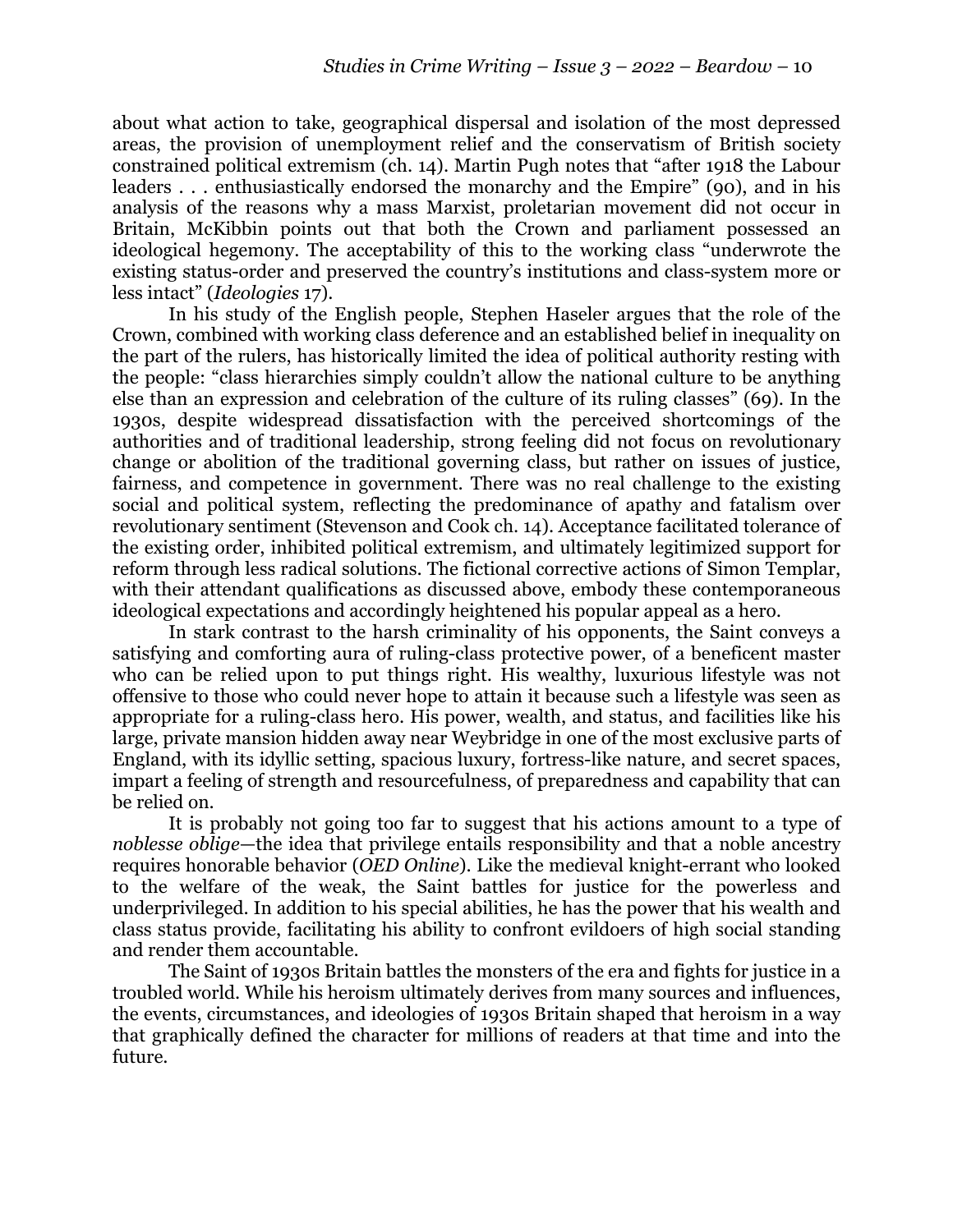about what action to take, geographical dispersal and isolation of the most depressed areas, the provision of unemployment relief and the conservatism of British society constrained political extremism (ch. 14). Martin Pugh notes that "after 1918 the Labour leaders . . . enthusiastically endorsed the monarchy and the Empire" (90), and in his analysis of the reasons why a mass Marxist, proletarian movement did not occur in Britain, McKibbin points out that both the Crown and parliament possessed an ideological hegemony. The acceptability of this to the working class "underwrote the existing status-order and preserved the country's institutions and class-system more or less intact" (*Ideologies* 17).

In his study of the English people, Stephen Haseler argues that the role of the Crown, combined with working class deference and an established belief in inequality on the part of the rulers, has historically limited the idea of political authority resting with the people: "class hierarchies simply couldn't allow the national culture to be anything else than an expression and celebration of the culture of its ruling classes" (69). In the 1930s, despite widespread dissatisfaction with the perceived shortcomings of the authorities and of traditional leadership, strong feeling did not focus on revolutionary change or abolition of the traditional governing class, but rather on issues of justice, fairness, and competence in government. There was no real challenge to the existing social and political system, reflecting the predominance of apathy and fatalism over revolutionary sentiment (Stevenson and Cook ch. 14). Acceptance facilitated tolerance of the existing order, inhibited political extremism, and ultimately legitimized support for reform through less radical solutions. The fictional corrective actions of Simon Templar, with their attendant qualifications as discussed above, embody these contemporaneous ideological expectations and accordingly heightened his popular appeal as a hero.

In stark contrast to the harsh criminality of his opponents, the Saint conveys a satisfying and comforting aura of ruling-class protective power, of a beneficent master who can be relied upon to put things right. His wealthy, luxurious lifestyle was not offensive to those who could never hope to attain it because such a lifestyle was seen as appropriate for a ruling-class hero. His power, wealth, and status, and facilities like his large, private mansion hidden away near Weybridge in one of the most exclusive parts of England, with its idyllic setting, spacious luxury, fortress-like nature, and secret spaces, impart a feeling of strength and resourcefulness, of preparedness and capability that can be relied on.

It is probably not going too far to suggest that his actions amount to a type of *noblesse oblige*—the idea that privilege entails responsibility and that a noble ancestry requires honorable behavior (*OED Online*). Like the medieval knight-errant who looked to the welfare of the weak, the Saint battles for justice for the powerless and underprivileged. In addition to his special abilities, he has the power that his wealth and class status provide, facilitating his ability to confront evildoers of high social standing and render them accountable.

The Saint of 1930s Britain battles the monsters of the era and fights for justice in a troubled world. While his heroism ultimately derives from many sources and influences, the events, circumstances, and ideologies of 1930s Britain shaped that heroism in a way that graphically defined the character for millions of readers at that time and into the future.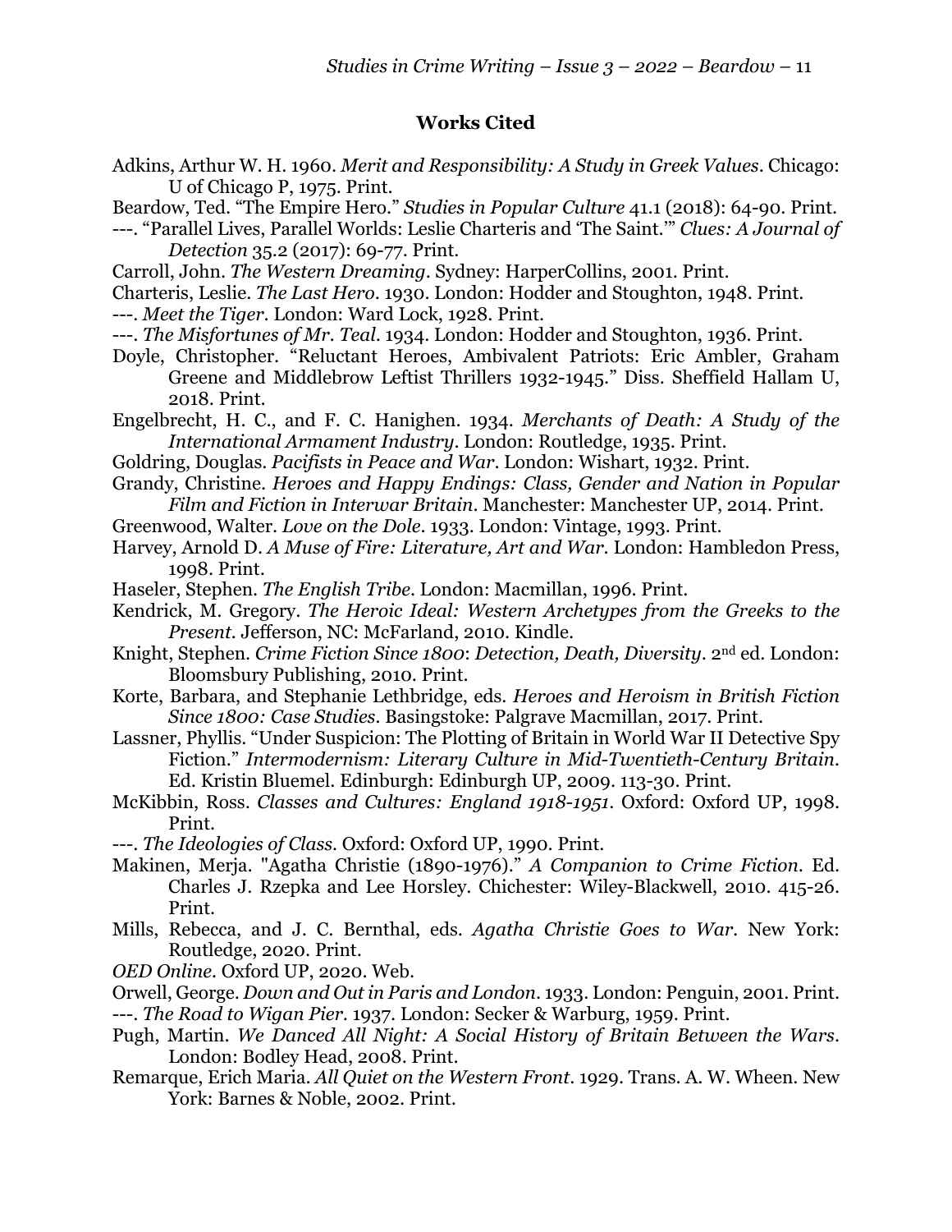## Works Cited

Adkins, Arthur W. H. 1960. *Merit and Responsibility: A Study in Greek Values*. Chicago: U of Chicago P, 1975. Print.

Beardow, Ted. "The Empire Hero." *Studies in Popular Culture* 41.1 (2018): 64-90. Print.

---. "Parallel Lives, Parallel Worlds: Leslie Charteris and 'The Saint.'" *Clues: A Journal of Detection* 35.2 (2017): 69-77. Print.

Carroll, John. *The Western Dreaming*. Sydney: HarperCollins, 2001. Print.

Charteris, Leslie. *The Last Hero*. 1930. London: Hodder and Stoughton, 1948. Print.

---. *Meet the Tiger*. London: Ward Lock, 1928. Print.

---. *The Misfortunes of Mr. Teal*. 1934. London: Hodder and Stoughton, 1936. Print.

Doyle, Christopher. "Reluctant Heroes, Ambivalent Patriots: Eric Ambler, Graham Greene and Middlebrow Leftist Thrillers 1932-1945." Diss. Sheffield Hallam U, 2018. Print.

Engelbrecht, H. C., and F. C. Hanighen. 1934. *Merchants of Death: A Study of the International Armament Industry*. London: Routledge, 1935. Print.

Goldring, Douglas. *Pacifists in Peace and War*. London: Wishart, 1932. Print.

Grandy, Christine. *Heroes and Happy Endings: Class, Gender and Nation in Popular Film and Fiction in Interwar Britain*. Manchester: Manchester UP, 2014. Print.

Greenwood, Walter. *Love on the Dole*. 1933. London: Vintage, 1993. Print.

Harvey, Arnold D. *A Muse of Fire: Literature, Art and War*. London: Hambledon Press, 1998. Print.

Haseler, Stephen. *The English Tribe*. London: Macmillan, 1996. Print.

Kendrick, M. Gregory. *The Heroic Ideal: Western Archetypes from the Greeks to the Present*. Jefferson, NC: McFarland, 2010. Kindle.

Knight, Stephen. *Crime Fiction Since 1800: Detection, Death, Diversity*. 2nd ed. London: Bloomsbury Publishing, 2010. Print.

Korte, Barbara, and Stephanie Lethbridge, eds. *Heroes and Heroism in British Fiction Since 1800: Case Studies*. Basingstoke: Palgrave Macmillan, 2017. Print.

Lassner, Phyllis. "Under Suspicion: The Plotting of Britain in World War II Detective Spy Fiction." *Intermodernism: Literary Culture in Mid-Twentieth-Century Britain*. Ed. Kristin Bluemel. Edinburgh: Edinburgh UP, 2009. 113-30. Print.

McKibbin, Ross. *Classes and Cultures: England 1918-1951*. Oxford: Oxford UP, 1998. Print.

---. *The Ideologies of Class*. Oxford: Oxford UP, 1990. Print.

Makinen, Merja. "Agatha Christie (1890-1976)." *A Companion to Crime Fiction*. Ed. Charles J. Rzepka and Lee Horsley. Chichester: Wiley-Blackwell, 2010. 415-26. Print.

Mills, Rebecca, and J. C. Bernthal, eds. *Agatha Christie Goes to War*. New York: Routledge, 2020. Print.

*OED Online*. Oxford UP, 2020. Web.

Orwell, George. *Down and Out in Paris and London*. 1933. London: Penguin, 2001. Print.

---. *The Road to Wigan Pier*. 1937. London: Secker & Warburg, 1959. Print.

Pugh, Martin. *We Danced All Night: A Social History of Britain Between the Wars*. London: Bodley Head, 2008. Print.

Remarque, Erich Maria. *All Quiet on the Western Front*. 1929. Trans. A. W. Wheen. New York: Barnes & Noble, 2002. Print.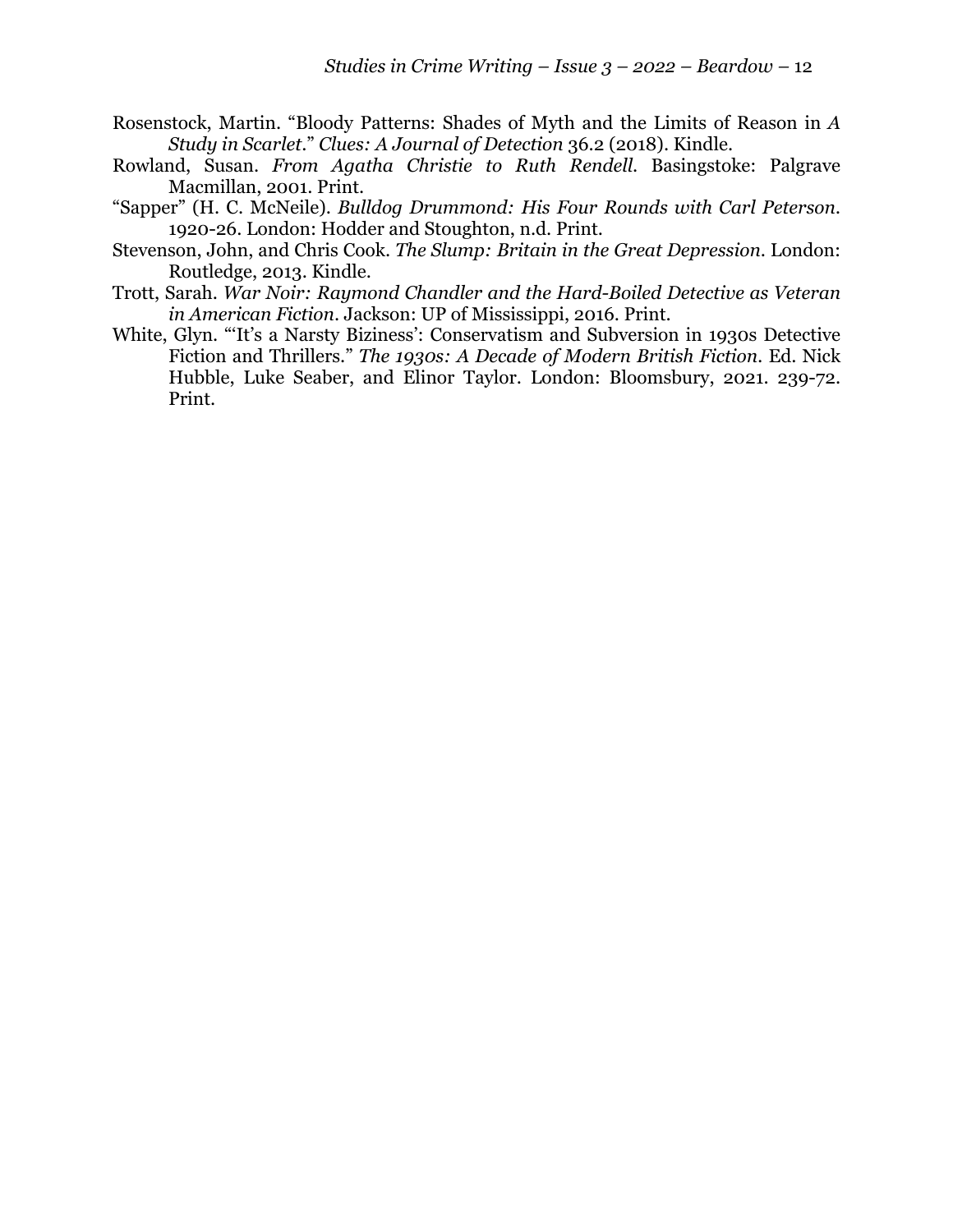Rosenstock, Martin. "Bloody Patterns: Shades of Myth and the Limits of Reason in *A Study in Scarlet*." *Clues: A Journal of Detection* 36.2 (2018). Kindle.

Rowland, Susan. *From Agatha Christie to Ruth Rendell*. Basingstoke: Palgrave Macmillan, 2001. Print.

"Sapper" (H. C. McNeile). *Bulldog Drummond: His Four Rounds with Carl Peterson*. 1920-26. London: Hodder and Stoughton, n.d. Print.

Stevenson, John, and Chris Cook. *The Slump: Britain in the Great Depression*. London: Routledge, 2013. Kindle.

Trott, Sarah. *War Noir: Raymond Chandler and the Hard-Boiled Detective as Veteran in American Fiction*. Jackson: UP of Mississippi, 2016. Print.

White, Glyn. "'It's a Narsty Biziness': Conservatism and Subversion in 1930s Detective Fiction and Thrillers." *The 1930s: A Decade of Modern British Fiction*. Ed. Nick Hubble, Luke Seaber, and Elinor Taylor. London: Bloomsbury, 2021. 239-72. Print.